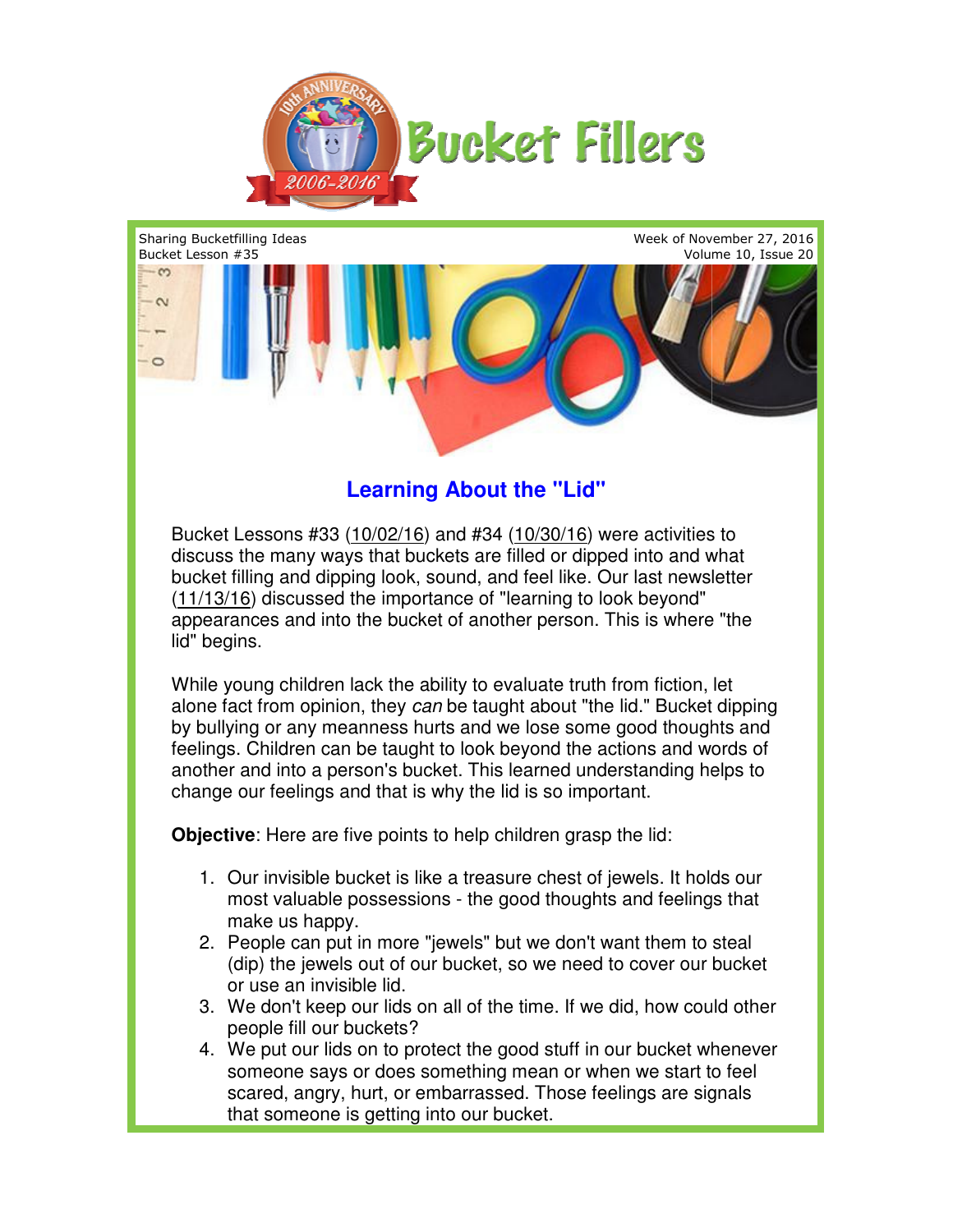# Bucket Fillers

Sharing Bucketfilling Ideas
Bucket Lesson #35

Week of November 27, 2016

## Learning About the "Lid"

Bucket Lessons #33 (10/02/16) and #34 (10/30/16) were activities to discuss the many ways that buckets are filled or dipped into and what bucket filling and dipping look, sound, and feel like. Our last newsletter (11/13/16) discussed the importance of "learning to look beyond" appearances and into the bucket of another person. This is where "the lid" begins.

While young children lack the ability to evaluate truth from fiction, let alone fact from opinion, they *can* be taught about "the lid." Bucket dipping by bullying or any meanness hurts and we lose some good thoughts and feelings. Children can be taught to look beyond the actions and words of another and into a person's bucket. This learned understanding helps to change our feelings and that is why the lid is so important.

**Objective**: Here are five points to help children grasp the lid:

1. Our invisible bucket is like a treasure chest of jewels. It holds our most valuable possessions - the good thoughts and feelings that make us happy.
2. People can put in more "jewels" but we don't want them to steal (dip) the jewels out of our bucket, so we need to cover our bucket or use an invisible lid.
3. We don't keep our lids on all of the time. If we did, how could other people fill our buckets?
4. We put our lids on to protect the good stuff in our bucket whenever someone says or does something mean or when we start to feel scared, angry, hurt, or embarrassed. Those feelings are signals that someone is getting into our bucket.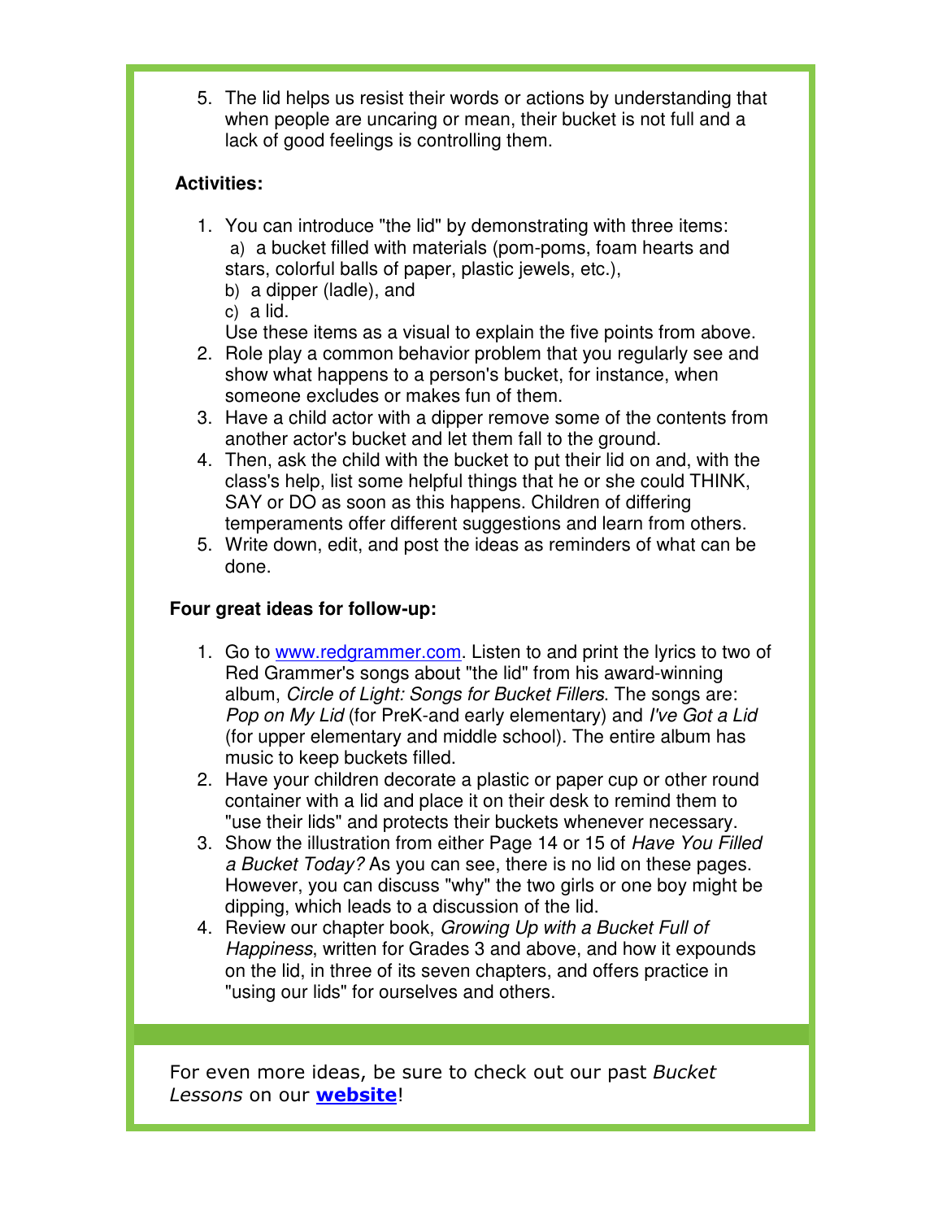5. The lid helps us resist their words or actions by understanding that when people are uncaring or mean, their bucket is not full and a lack of good feelings is controlling them.

**Activities:**

1. You can introduce "the lid" by demonstrating with three items:
   a) a bucket filled with materials (pom-poms, foam hearts and stars, colorful balls of paper, plastic jewels, etc.),
   b) a dipper (ladle), and
   c) a lid.
   Use these items as a visual to explain the five points from above.
2. Role play a common behavior problem that you regularly see and show what happens to a person's bucket, for instance, when someone excludes or makes fun of them.
3. Have a child actor with a dipper remove some of the contents from another actor's bucket and let them fall to the ground.
4. Then, ask the child with the bucket to put their lid on and, with the class's help, list some helpful things that he or she could THINK, SAY or DO as soon as this happens. Children of differing temperaments offer different suggestions and learn from others.
5. Write down, edit, and post the ideas as reminders of what can be done.

**Four great ideas for follow-up:**

1. Go to [www.redgrammer.com](www.redgrammer.com). Listen to and print the lyrics to two of Red Grammer's songs about "the lid" from his award-winning album, *Circle of Light: Songs for Bucket Fillers*. The songs are: *Pop on My Lid* (for PreK-and early elementary) and *I've Got a Lid* (for upper elementary and middle school). The entire album has music to keep buckets filled.
2. Have your children decorate a plastic or paper cup or other round container with a lid and place it on their desk to remind them to "use their lids" and protects their buckets whenever necessary.
3. Show the illustration from either Page 14 or 15 of *Have You Filled a Bucket Today?* As you can see, there is no lid on these pages. However, you can discuss "why" the two girls or one boy might be dipping, which leads to a discussion of the lid.
4. Review our chapter book, *Growing Up with a Bucket Full of Happiness*, written for Grades 3 and above, and how it expounds on the lid, in three of its seven chapters, and offers practice in "using our lids" for ourselves and others.

For even more ideas, be sure to check out our past *Bucket Lessons* on our **[website](website)**!